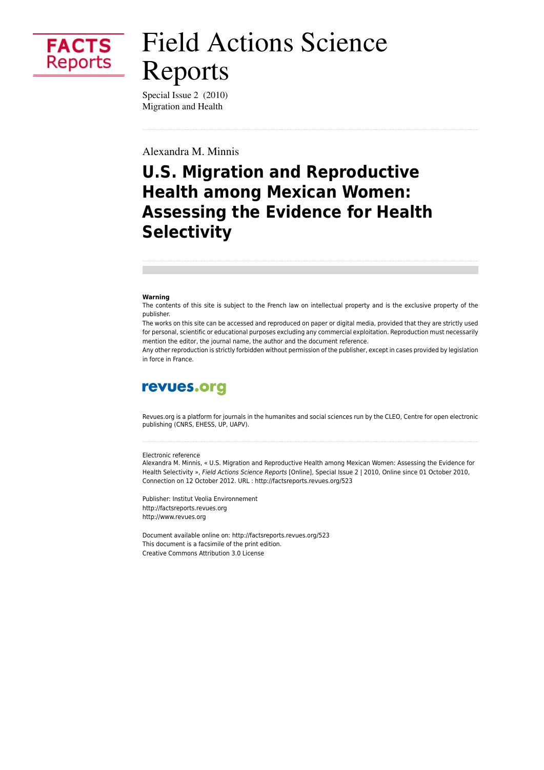FACTS Reports

# Field Actions Science Reports

Special Issue 2 (2010)
Migration and Health

Alexandra M. Minnis

## U.S. Migration and Reproductive Health among Mexican Women: Assessing the Evidence for Health Selectivity

**Warning**
The contents of this site is subject to the French law on intellectual property and is the exclusive property of the publisher.
The works on this site can be accessed and reproduced on paper or digital media, provided that they are strictly used for personal, scientific or educational purposes excluding any commercial exploitation. Reproduction must necessarily mention the editor, the journal name, the author and the document reference.
Any other reproduction is strictly forbidden without permission of the publisher, except in cases provided by legislation in force in France.

revues.org

Revues.org is a platform for journals in the humanites and social sciences run by the CLEO, Centre for open electronic publishing (CNRS, EHESS, UP, UAPV).

Electronic reference
Alexandra M. Minnis, « U.S. Migration and Reproductive Health among Mexican Women: Assessing the Evidence for Health Selectivity », *Field Actions Science Reports* [Online], Special Issue 2 | 2010, Online since 01 October 2010, Connection on 12 October 2012. URL : http://factsreports.revues.org/523

Publisher: Institut Veolia Environnement
http://factsreports.revues.org
http://www.revues.org

Document available online on: http://factsreports.revues.org/523
This document is a facsimile of the print edition.
Creative Commons Attribution 3.0 License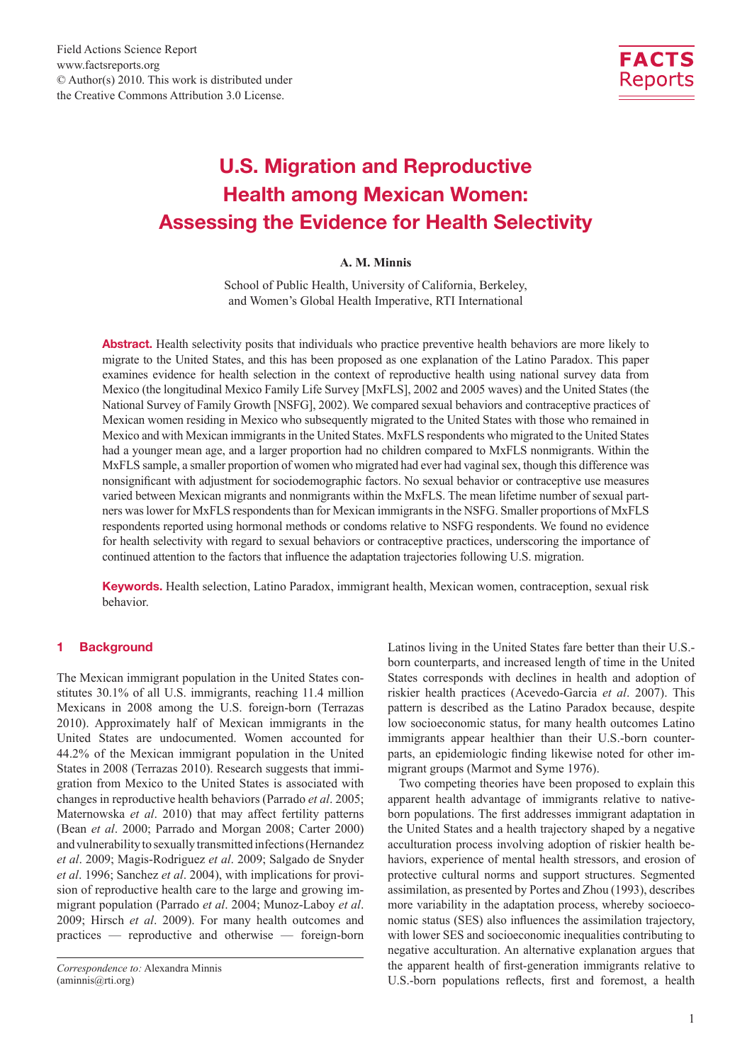Field Actions Science Report
www.factsreports.org
© Author(s) 2010. This work is distributed under
the Creative Commons Attribution 3.0 License.

# U.S. Migration and Reproductive Health among Mexican Women: Assessing the Evidence for Health Selectivity

**A. M. Minnis**

School of Public Health, University of California, Berkeley,
and Women's Global Health Imperative, RTI International

**Abstract.** Health selectivity posits that individuals who practice preventive health behaviors are more likely to migrate to the United States, and this has been proposed as one explanation of the Latino Paradox. This paper examines evidence for health selection in the context of reproductive health using national survey data from Mexico (the longitudinal Mexico Family Life Survey [MxFLS], 2002 and 2005 waves) and the United States (the National Survey of Family Growth [NSFG], 2002). We compared sexual behaviors and contraceptive practices of Mexican women residing in Mexico who subsequently migrated to the United States with those who remained in Mexico and with Mexican immigrants in the United States. MxFLS respondents who migrated to the United States had a younger mean age, and a larger proportion had no children compared to MxFLS nonmigrants. Within the MxFLS sample, a smaller proportion of women who migrated had ever had vaginal sex, though this difference was nonsignificant with adjustment for sociodemographic factors. No sexual behavior or contraceptive use measures varied between Mexican migrants and nonmigrants within the MxFLS. The mean lifetime number of sexual partners was lower for MxFLS respondents than for Mexican immigrants in the NSFG. Smaller proportions of MxFLS respondents reported using hormonal methods or condoms relative to NSFG respondents. We found no evidence for health selectivity with regard to sexual behaviors or contraceptive practices, underscoring the importance of continued attention to the factors that influence the adaptation trajectories following U.S. migration.

**Keywords.** Health selection, Latino Paradox, immigrant health, Mexican women, contraception, sexual risk behavior.

## 1 Background

The Mexican immigrant population in the United States constitutes 30.1% of all U.S. immigrants, reaching 11.4 million Mexicans in 2008 among the U.S. foreign-born (Terrazas 2010). Approximately half of Mexican immigrants in the United States are undocumented. Women accounted for 44.2% of the Mexican immigrant population in the United States in 2008 (Terrazas 2010). Research suggests that immigration from Mexico to the United States is associated with changes in reproductive health behaviors (Parrado *et al*. 2005; Maternowska *et al*. 2010) that may affect fertility patterns (Bean *et al*. 2000; Parrado and Morgan 2008; Carter 2000) and vulnerability to sexually transmitted infections (Hernandez *et al*. 2009; Magis-Rodriguez *et al.* 2009; Salgado de Snyder *et al*. 1996; Sanchez *et al*. 2004), with implications for provision of reproductive health care to the large and growing immigrant population (Parrado *et al*. 2004; Munoz-Laboy *et al*. 2009; Hirsch *et al*. 2009). For many health outcomes and practices — reproductive and otherwise — foreign-born Latinos living in the United States fare better than their U.S.-born counterparts, and increased length of time in the United States corresponds with declines in health and adoption of riskier health practices (Acevedo-Garcia *et al*. 2007). This pattern is described as the Latino Paradox because, despite low socioeconomic status, for many health outcomes Latino immigrants appear healthier than their U.S.-born counterparts, an epidemiologic finding likewise noted for other immigrant groups (Marmot and Syme 1976).

Two competing theories have been proposed to explain this apparent health advantage of immigrants relative to native-born populations. The first addresses immigrant adaptation in the United States and a health trajectory shaped by a negative acculturation process involving adoption of riskier health behaviors, experience of mental health stressors, and erosion of protective cultural norms and support structures. Segmented assimilation, as presented by Portes and Zhou (1993), describes more variability in the adaptation process, whereby socioeconomic status (SES) also influences the assimilation trajectory, with lower SES and socioeconomic inequalities contributing to negative acculturation. An alternative explanation argues that the apparent health of first-generation immigrants relative to U.S.-born populations reflects, first and foremost, a health

*Correspondence to:* Alexandra Minnis
(aminnis@rti.org)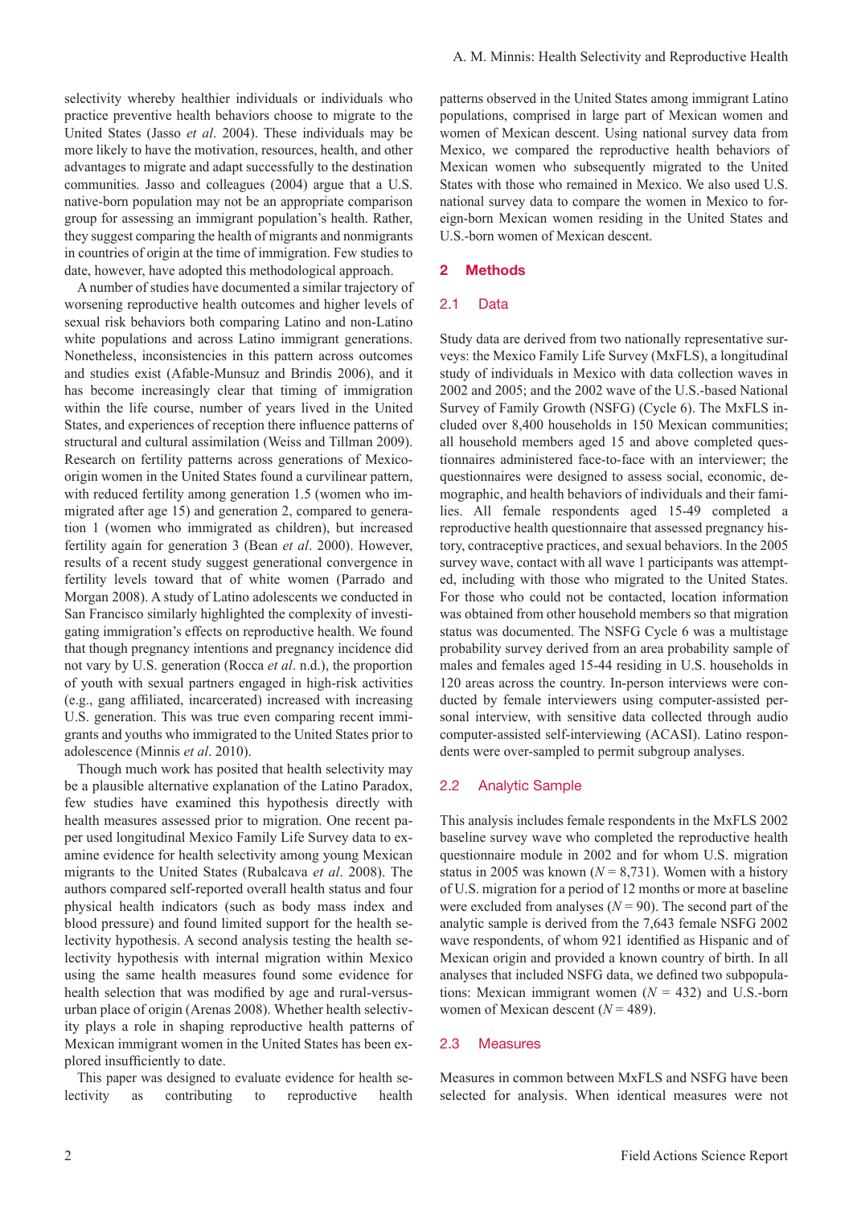selectivity whereby healthier individuals or individuals who practice preventive health behaviors choose to migrate to the United States (Jasso *et al*. 2004). These individuals may be more likely to have the motivation, resources, health, and other advantages to migrate and adapt successfully to the destination communities. Jasso and colleagues (2004) argue that a U.S. native-born population may not be an appropriate comparison group for assessing an immigrant population's health. Rather, they suggest comparing the health of migrants and nonmigrants in countries of origin at the time of immigration. Few studies to date, however, have adopted this methodological approach.

A number of studies have documented a similar trajectory of worsening reproductive health outcomes and higher levels of sexual risk behaviors both comparing Latino and non-Latino white populations and across Latino immigrant generations. Nonetheless, inconsistencies in this pattern across outcomes and studies exist (Afable-Munsuz and Brindis 2006), and it has become increasingly clear that timing of immigration within the life course, number of years lived in the United States, and experiences of reception there influence patterns of structural and cultural assimilation (Weiss and Tillman 2009). Research on fertility patterns across generations of Mexico-origin women in the United States found a curvilinear pattern, with reduced fertility among generation 1.5 (women who immigrated after age 15) and generation 2, compared to generation 1 (women who immigrated as children), but increased fertility again for generation 3 (Bean *et al*. 2000). However, results of a recent study suggest generational convergence in fertility levels toward that of white women (Parrado and Morgan 2008). A study of Latino adolescents we conducted in San Francisco similarly highlighted the complexity of investigating immigration's effects on reproductive health. We found that though pregnancy intentions and pregnancy incidence did not vary by U.S. generation (Rocca *et al*. n.d.), the proportion of youth with sexual partners engaged in high-risk activities (e.g., gang affiliated, incarcerated) increased with increasing U.S. generation. This was true even comparing recent immigrants and youths who immigrated to the United States prior to adolescence (Minnis *et al*. 2010).

Though much work has posited that health selectivity may be a plausible alternative explanation of the Latino Paradox, few studies have examined this hypothesis directly with health measures assessed prior to migration. One recent paper used longitudinal Mexico Family Life Survey data to examine evidence for health selectivity among young Mexican migrants to the United States (Rubalcava *et al*. 2008). The authors compared self-reported overall health status and four physical health indicators (such as body mass index and blood pressure) and found limited support for the health selectivity hypothesis. A second analysis testing the health selectivity hypothesis with internal migration within Mexico using the same health measures found some evidence for health selection that was modified by age and rural-versus-urban place of origin (Arenas 2008). Whether health selectivity plays a role in shaping reproductive health patterns of Mexican immigrant women in the United States has been explored insufficiently to date.

This paper was designed to evaluate evidence for health selectivity as contributing to reproductive health patterns observed in the United States among immigrant Latino populations, comprised in large part of Mexican women and women of Mexican descent. Using national survey data from Mexico, we compared the reproductive health behaviors of Mexican women who subsequently migrated to the United States with those who remained in Mexico. We also used U.S. national survey data to compare the women in Mexico to foreign-born Mexican women residing in the United States and U.S.-born women of Mexican descent.

## 2 Methods

### 2.1 Data

Study data are derived from two nationally representative surveys: the Mexico Family Life Survey (MxFLS), a longitudinal study of individuals in Mexico with data collection waves in 2002 and 2005; and the 2002 wave of the U.S.-based National Survey of Family Growth (NSFG) (Cycle 6). The MxFLS included over 8,400 households in 150 Mexican communities; all household members aged 15 and above completed questionnaires administered face-to-face with an interviewer; the questionnaires were designed to assess social, economic, demographic, and health behaviors of individuals and their families. All female respondents aged 15-49 completed a reproductive health questionnaire that assessed pregnancy history, contraceptive practices, and sexual behaviors. In the 2005 survey wave, contact with all wave 1 participants was attempted, including with those who migrated to the United States. For those who could not be contacted, location information was obtained from other household members so that migration status was documented. The NSFG Cycle 6 was a multistage probability survey derived from an area probability sample of males and females aged 15-44 residing in U.S. households in 120 areas across the country. In-person interviews were conducted by female interviewers using computer-assisted personal interview, with sensitive data collected through audio computer-assisted self-interviewing (ACASI). Latino respondents were over-sampled to permit subgroup analyses.

### 2.2 Analytic Sample

This analysis includes female respondents in the MxFLS 2002 baseline survey wave who completed the reproductive health questionnaire module in 2002 and for whom U.S. migration status in 2005 was known ($N = 8{,}731$). Women with a history of U.S. migration for a period of 12 months or more at baseline were excluded from analyses ($N = 90$). The second part of the analytic sample is derived from the 7,643 female NSFG 2002 wave respondents, of whom 921 identified as Hispanic and of Mexican origin and provided a known country of birth. In all analyses that included NSFG data, we defined two subpopulations: Mexican immigrant women ($N = 432$) and U.S.-born women of Mexican descent ($N = 489$).

### 2.3 Measures

Measures in common between MxFLS and NSFG have been selected for analysis. When identical measures were not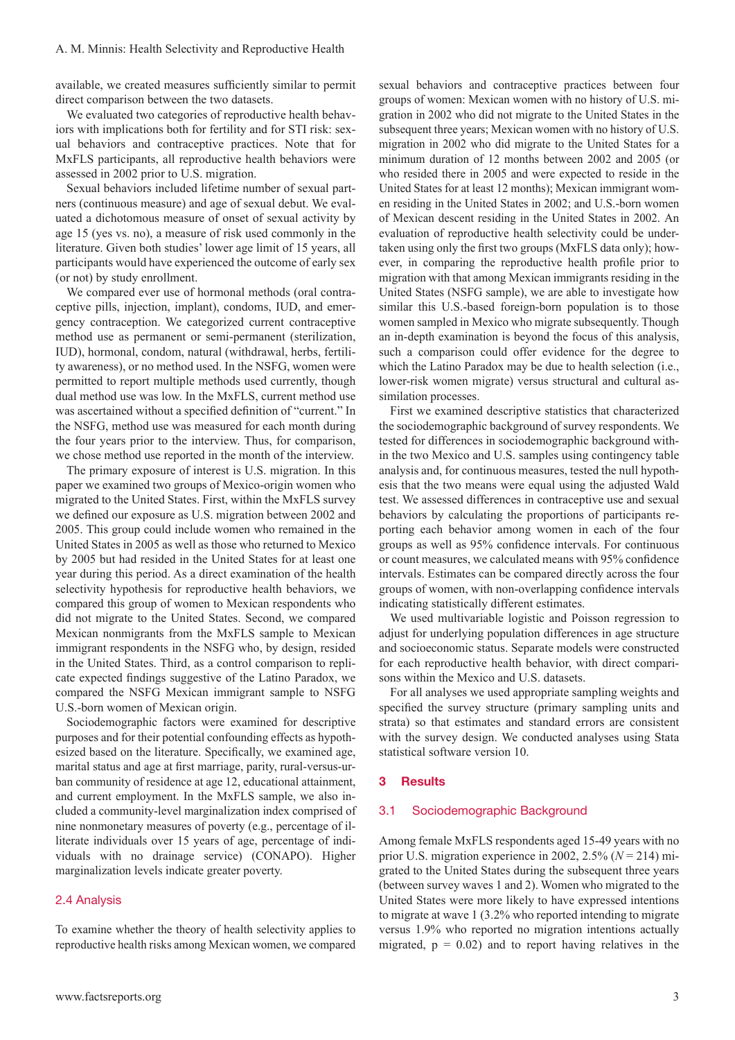available, we created measures sufficiently similar to permit direct comparison between the two datasets.

We evaluated two categories of reproductive health behaviors with implications both for fertility and for STI risk: sexual behaviors and contraceptive practices. Note that for MxFLS participants, all reproductive health behaviors were assessed in 2002 prior to U.S. migration.

Sexual behaviors included lifetime number of sexual partners (continuous measure) and age of sexual debut. We evaluated a dichotomous measure of onset of sexual activity by age 15 (yes vs. no), a measure of risk used commonly in the literature. Given both studies' lower age limit of 15 years, all participants would have experienced the outcome of early sex (or not) by study enrollment.

We compared ever use of hormonal methods (oral contraceptive pills, injection, implant), condoms, IUD, and emergency contraception. We categorized current contraceptive method use as permanent or semi-permanent (sterilization, IUD), hormonal, condom, natural (withdrawal, herbs, fertility awareness), or no method used. In the NSFG, women were permitted to report multiple methods used currently, though dual method use was low. In the MxFLS, current method use was ascertained without a specified definition of "current." In the NSFG, method use was measured for each month during the four years prior to the interview. Thus, for comparison, we chose method use reported in the month of the interview.

The primary exposure of interest is U.S. migration. In this paper we examined two groups of Mexico-origin women who migrated to the United States. First, within the MxFLS survey we defined our exposure as U.S. migration between 2002 and 2005. This group could include women who remained in the United States in 2005 as well as those who returned to Mexico by 2005 but had resided in the United States for at least one year during this period. As a direct examination of the health selectivity hypothesis for reproductive health behaviors, we compared this group of women to Mexican respondents who did not migrate to the United States. Second, we compared Mexican nonmigrants from the MxFLS sample to Mexican immigrant respondents in the NSFG who, by design, resided in the United States. Third, as a control comparison to replicate expected findings suggestive of the Latino Paradox, we compared the NSFG Mexican immigrant sample to NSFG U.S.-born women of Mexican origin.

Sociodemographic factors were examined for descriptive purposes and for their potential confounding effects as hypothesized based on the literature. Specifically, we examined age, marital status and age at first marriage, parity, rural-versus-urban community of residence at age 12, educational attainment, and current employment. In the MxFLS sample, we also included a community-level marginalization index comprised of nine nonmonetary measures of poverty (e.g., percentage of illiterate individuals over 15 years of age, percentage of individuals with no drainage service) (CONAPO). Higher marginalization levels indicate greater poverty.

## 2.4 Analysis

To examine whether the theory of health selectivity applies to reproductive health risks among Mexican women, we compared sexual behaviors and contraceptive practices between four groups of women: Mexican women with no history of U.S. migration in 2002 who did not migrate to the United States in the subsequent three years; Mexican women with no history of U.S. migration in 2002 who did migrate to the United States for a minimum duration of 12 months between 2002 and 2005 (or who resided there in 2005 and were expected to reside in the United States for at least 12 months); Mexican immigrant women residing in the United States in 2002; and U.S.-born women of Mexican descent residing in the United States in 2002. An evaluation of reproductive health selectivity could be undertaken using only the first two groups (MxFLS data only); however, in comparing the reproductive health profile prior to migration with that among Mexican immigrants residing in the United States (NSFG sample), we are able to investigate how similar this U.S.-based foreign-born population is to those women sampled in Mexico who migrate subsequently. Though an in-depth examination is beyond the focus of this analysis, such a comparison could offer evidence for the degree to which the Latino Paradox may be due to health selection (i.e., lower-risk women migrate) versus structural and cultural assimilation processes.

First we examined descriptive statistics that characterized the sociodemographic background of survey respondents. We tested for differences in sociodemographic background within the two Mexico and U.S. samples using contingency table analysis and, for continuous measures, tested the null hypothesis that the two means were equal using the adjusted Wald test. We assessed differences in contraceptive use and sexual behaviors by calculating the proportions of participants reporting each behavior among women in each of the four groups as well as 95% confidence intervals. For continuous or count measures, we calculated means with 95% confidence intervals. Estimates can be compared directly across the four groups of women, with non-overlapping confidence intervals indicating statistically different estimates.

We used multivariable logistic and Poisson regression to adjust for underlying population differences in age structure and socioeconomic status. Separate models were constructed for each reproductive health behavior, with direct comparisons within the Mexico and U.S. datasets.

For all analyses we used appropriate sampling weights and specified the survey structure (primary sampling units and strata) so that estimates and standard errors are consistent with the survey design. We conducted analyses using Stata statistical software version 10.

# 3 Results

## 3.1 Sociodemographic Background

Among female MxFLS respondents aged 15-49 years with no prior U.S. migration experience in 2002, 2.5% ($N = 214$) migrated to the United States during the subsequent three years (between survey waves 1 and 2). Women who migrated to the United States were more likely to have expressed intentions to migrate at wave 1 (3.2% who reported intending to migrate versus 1.9% who reported no migration intentions actually migrated, $p = 0.02$) and to report having relatives in the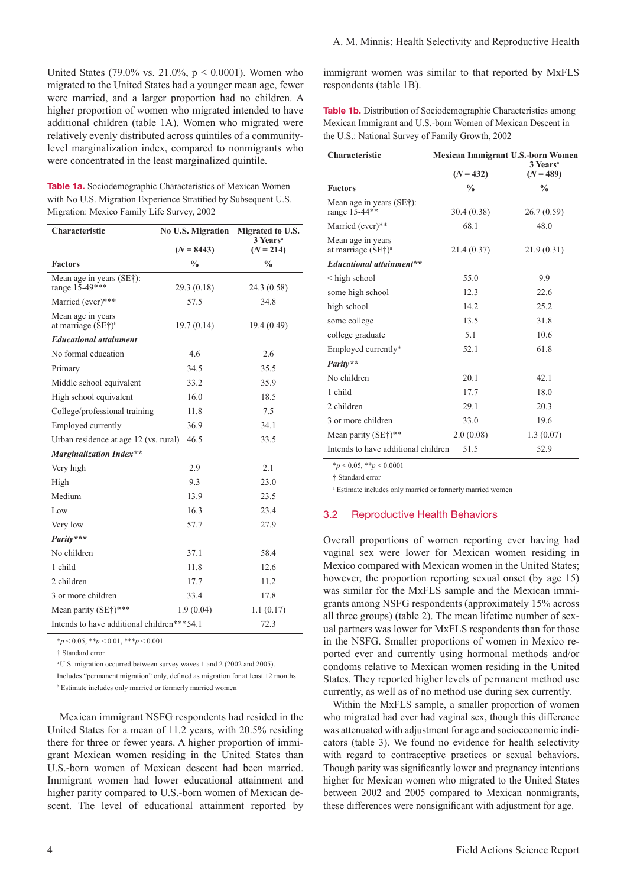United States (79.0% vs. 21.0%, $p < 0.0001$). Women who migrated to the United States had a younger mean age, fewer were married, and a larger proportion had no children. A higher proportion of women who migrated intended to have additional children (table 1A). Women who migrated were relatively evenly distributed across quintiles of a community-level marginalization index, compared to nonmigrants who were concentrated in the least marginalized quintile.

**Table 1a.** Sociodemographic Characteristics of Mexican Women with No U.S. Migration Experience Stratified by Subsequent U.S. Migration: Mexico Family Life Survey, 2002

| Characteristic | No U.S. Migration | Migrated to U.S. 3 Years[a] |
|---|---|---|
| | (N = 8443) | (N = 214) |
| **Factors** | **%** | **%** |
| Mean age in years (SE†): range 15-49*** | 29.3 (0.18) | 24.3 (0.58) |
| Married (ever)*** | 57.5 | 34.8 |
| Mean age in years at marriage (SE†)[b] | 19.7 (0.14) | 19.4 (0.49) |
| ***Educational attainment*** | | |
| No formal education | 4.6 | 2.6 |
| Primary | 34.5 | 35.5 |
| Middle school equivalent | 33.2 | 35.9 |
| High school equivalent | 16.0 | 18.5 |
| College/professional training | 11.8 | 7.5 |
| Employed currently | 36.9 | 34.1 |
| Urban residence at age 12 (vs. rural) | 46.5 | 33.5 |
| ***Marginalization Index**** | | |
| Very high | 2.9 | 2.1 |
| High | 9.3 | 23.0 |
| Medium | 13.9 | 23.5 |
| Low | 16.3 | 23.4 |
| Very low | 57.7 | 27.9 |
| ***Parity**** | | |
| No children | 37.1 | 58.4 |
| 1 child | 11.8 | 12.6 |
| 2 children | 17.7 | 11.2 |
| 3 or more children | 33.4 | 17.8 |
| Mean parity (SE†)*** | 1.9 (0.04) | 1.1 (0.17) |
| Intends to have additional children*** | 54.1 | 72.3 |

*$p < 0.05$, **$p < 0.01$, ***$p < 0.001$

† Standard error

[a] U.S. migration occurred between survey waves 1 and 2 (2002 and 2005). Includes "permanent migration" only, defined as migration for at least 12 months

[b] Estimate includes only married or formerly married women

Mexican immigrant NSFG respondents had resided in the United States for a mean of 11.2 years, with 20.5% residing there for three or fewer years. A higher proportion of immigrant Mexican women residing in the United States than U.S.-born women of Mexican descent had been married. Immigrant women had lower educational attainment and higher parity compared to U.S.-born women of Mexican descent. The level of educational attainment reported by immigrant women was similar to that reported by MxFLS respondents (table 1B).

**Table 1b.** Distribution of Sociodemographic Characteristics among Mexican Immigrant and U.S.-born Women of Mexican Descent in the U.S.: National Survey of Family Growth, 2002

| Characteristic | Mexican Immigrant 3 Years[a] | U.S.-born Women |
|---|---|---|
| | (N = 432) | (N = 489) |
| **Factors** | **%** | **%** |
| Mean age in years (SE†): range 15-44** | 30.4 (0.38) | 26.7 (0.59) |
| Married (ever)** | 68.1 | 48.0 |
| Mean age in years at marriage (SE†)[a] | 21.4 (0.37) | 21.9 (0.31) |
| ***Educational attainment**** | | |
| < high school | 55.0 | 9.9 |
| some high school | 12.3 | 22.6 |
| high school | 14.2 | 25.2 |
| some college | 13.5 | 31.8 |
| college graduate | 5.1 | 10.6 |
| Employed currently* | 52.1 | 61.8 |
| ***Parity**** | | |
| No children | 20.1 | 42.1 |
| 1 child | 17.7 | 18.0 |
| 2 children | 29.1 | 20.3 |
| 3 or more children | 33.0 | 19.6 |
| Mean parity (SE†)** | 2.0 (0.08) | 1.3 (0.07) |
| Intends to have additional children | 51.5 | 52.9 |

*$p < 0.05$, **$p < 0.0001$

† Standard error

[a] Estimate includes only married or formerly married women

## 3.2 Reproductive Health Behaviors

Overall proportions of women reporting ever having had vaginal sex were lower for Mexican women residing in Mexico compared with Mexican women residing in the United States; however, the proportion reporting sexual onset (by age 15) was similar for the MxFLS sample and the Mexican immigrants among NSFG respondents (approximately 15% across all three groups) (table 2). The mean lifetime number of sexual partners was lower for MxFLS respondents than for those in the NSFG. Smaller proportions of women in Mexico reported ever and currently using hormonal methods and/or condoms relative to Mexican women residing in the United States. They reported higher levels of permanent method use currently, as well as of no method use during sex currently.

Within the MxFLS sample, a smaller proportion of women who migrated ever had vaginal sex, though this difference was attenuated with adjustment for age and socioeconomic indicators (table 3). We found no evidence for health selectivity with regard to contraceptive practices or sexual behaviors. Though parity was significantly lower and pregnancy intentions higher for Mexican women who migrated to the United States between 2002 and 2005 compared to Mexican nonmigrants, these differences were nonsignificant with adjustment for age.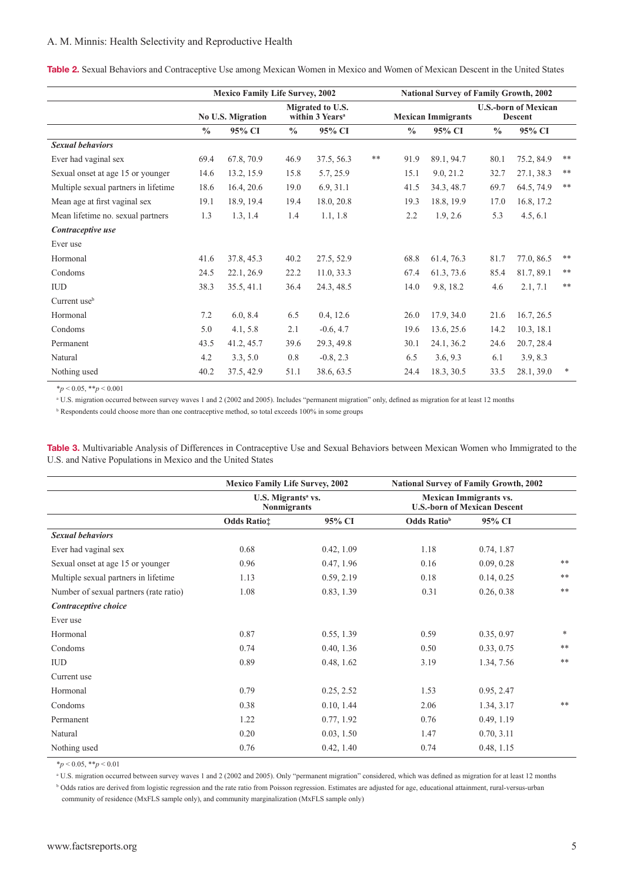**Table 2.** Sexual Behaviors and Contraceptive Use among Mexican Women in Mexico and Women of Mexican Descent in the United States

| | Mexico Family Life Survey, 2002 | | | | | National Survey of Family Growth, 2002 | | | | |
|---|---|---|---|---|---|---|---|---|---|---|
| | No U.S. Migration | | Migrated to U.S. within 3 Years[a] | | | Mexican Immigrants | | U.S.-born of Mexican Descent | | |
| | % | 95% CI | % | 95% CI | | % | 95% CI | % | 95% CI | |
| ***Sexual behaviors*** | | | | | | | | | | |
| Ever had vaginal sex | 69.4 | 67.8, 70.9 | 46.9 | 37.5, 56.3 | ** | 91.9 | 89.1, 94.7 | 80.1 | 75.2, 84.9 | ** |
| Sexual onset at age 15 or younger | 14.6 | 13.2, 15.9 | 15.8 | 5.7, 25.9 | | 15.1 | 9.0, 21.2 | 32.7 | 27.1, 38.3 | ** |
| Multiple sexual partners in lifetime | 18.6 | 16.4, 20.6 | 19.0 | 6.9, 31.1 | | 41.5 | 34.3, 48.7 | 69.7 | 64.5, 74.9 | ** |
| Mean age at first vaginal sex | 19.1 | 18.9, 19.4 | 19.4 | 18.0, 20.8 | | 19.3 | 18.8, 19.9 | 17.0 | 16.8, 17.2 | |
| Mean lifetime no. sexual partners | 1.3 | 1.3, 1.4 | 1.4 | 1.1, 1.8 | | 2.2 | 1.9, 2.6 | 5.3 | 4.5, 6.1 | |
| ***Contraceptive use*** | | | | | | | | | | |
| Ever use | | | | | | | | | | |
| Hormonal | 41.6 | 37.8, 45.3 | 40.2 | 27.5, 52.9 | | 68.8 | 61.4, 76.3 | 81.7 | 77.0, 86.5 | ** |
| Condoms | 24.5 | 22.1, 26.9 | 22.2 | 11.0, 33.3 | | 67.4 | 61.3, 73.6 | 85.4 | 81.7, 89.1 | ** |
| IUD | 38.3 | 35.5, 41.1 | 36.4 | 24.3, 48.5 | | 14.0 | 9.8, 18.2 | 4.6 | 2.1, 7.1 | ** |
| Current use[b] | | | | | | | | | | |
| Hormonal | 7.2 | 6.0, 8.4 | 6.5 | 0.4, 12.6 | | 26.0 | 17.9, 34.0 | 21.6 | 16.7, 26.5 | |
| Condoms | 5.0 | 4.1, 5.8 | 2.1 | -0.6, 4.7 | | 19.6 | 13.6, 25.6 | 14.2 | 10.3, 18.1 | |
| Permanent | 43.5 | 41.2, 45.7 | 39.6 | 29.3, 49.8 | | 30.1 | 24.1, 36.2 | 24.6 | 20.7, 28.4 | |
| Natural | 4.2 | 3.3, 5.0 | 0.8 | -0.8, 2.3 | | 6.5 | 3.6, 9.3 | 6.1 | 3.9, 8.3 | |
| Nothing used | 40.2 | 37.5, 42.9 | 51.1 | 38.6, 63.5 | | 24.4 | 18.3, 30.5 | 33.5 | 28.1, 39.0 | * |

*$p < 0.05$, **$p < 0.001$

[a] U.S. migration occurred between survey waves 1 and 2 (2002 and 2005). Includes "permanent migration" only, defined as migration for at least 12 months

[b] Respondents could choose more than one contraceptive method, so total exceeds 100% in some groups

**Table 3.** Multivariable Analysis of Differences in Contraceptive Use and Sexual Behaviors between Mexican Women who Immigrated to the U.S. and Native Populations in Mexico and the United States

| | Mexico Family Life Survey, 2002 | | National Survey of Family Growth, 2002 | | |
|---|---|---|---|---|---|
| | U.S. Migrants[a] vs. Nonmigrants | | Mexican Immigrants vs. U.S.-born of Mexican Descent | | |
| | Odds Ratio‡ | 95% CI | Odds Ratio[b] | 95% CI | |
| ***Sexual behaviors*** | | | | | |
| Ever had vaginal sex | 0.68 | 0.42, 1.09 | 1.18 | 0.74, 1.87 | |
| Sexual onset at age 15 or younger | 0.96 | 0.47, 1.96 | 0.16 | 0.09, 0.28 | ** |
| Multiple sexual partners in lifetime | 1.13 | 0.59, 2.19 | 0.18 | 0.14, 0.25 | ** |
| Number of sexual partners (rate ratio) | 1.08 | 0.83, 1.39 | 0.31 | 0.26, 0.38 | ** |
| ***Contraceptive choice*** | | | | | |
| Ever use | | | | | |
| Hormonal | 0.87 | 0.55, 1.39 | 0.59 | 0.35, 0.97 | * |
| Condoms | 0.74 | 0.40, 1.36 | 0.50 | 0.33, 0.75 | ** |
| IUD | 0.89 | 0.48, 1.62 | 3.19 | 1.34, 7.56 | ** |
| Current use | | | | | |
| Hormonal | 0.79 | 0.25, 2.52 | 1.53 | 0.95, 2.47 | |
| Condoms | 0.38 | 0.10, 1.44 | 2.06 | 1.34, 3.17 | ** |
| Permanent | 1.22 | 0.77, 1.92 | 0.76 | 0.49, 1.19 | |
| Natural | 0.20 | 0.03, 1.50 | 1.47 | 0.70, 3.11 | |
| Nothing used | 0.76 | 0.42, 1.40 | 0.74 | 0.48, 1.15 | |

*$p < 0.05$, **$p < 0.01$

[a] U.S. migration occurred between survey waves 1 and 2 (2002 and 2005). Only "permanent migration" considered, which was defined as migration for at least 12 months

[b] Odds ratios are derived from logistic regression and the rate ratio from Poisson regression. Estimates are adjusted for age, educational attainment, rural-versus-urban community of residence (MxFLS sample only), and community marginalization (MxFLS sample only)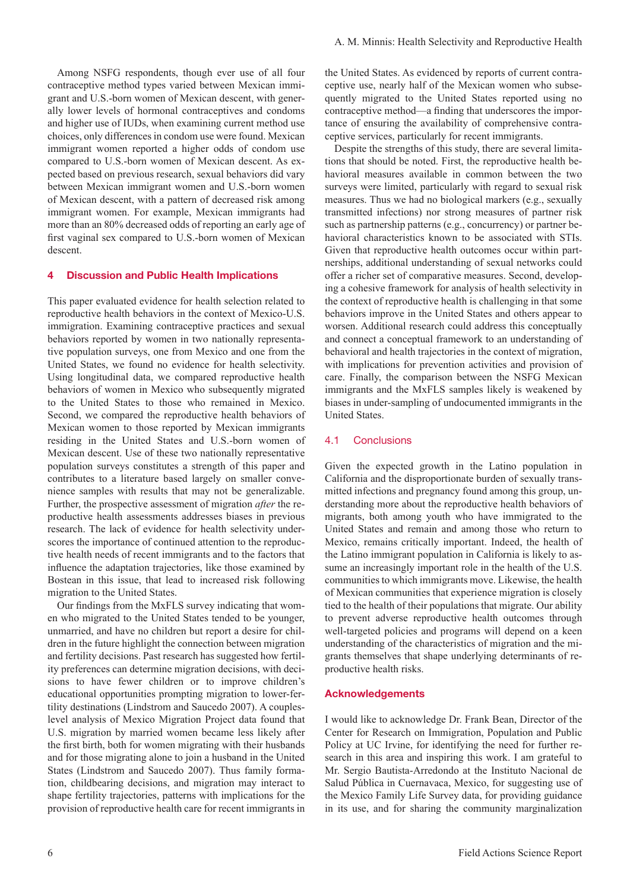Among NSFG respondents, though ever use of all four contraceptive method types varied between Mexican immigrant and U.S.-born women of Mexican descent, with generally lower levels of hormonal contraceptives and condoms and higher use of IUDs, when examining current method use choices, only differences in condom use were found. Mexican immigrant women reported a higher odds of condom use compared to U.S.-born women of Mexican descent. As expected based on previous research, sexual behaviors did vary between Mexican immigrant women and U.S.-born women of Mexican descent, with a pattern of decreased risk among immigrant women. For example, Mexican immigrants had more than an 80% decreased odds of reporting an early age of first vaginal sex compared to U.S.-born women of Mexican descent.

## 4 Discussion and Public Health Implications

This paper evaluated evidence for health selection related to reproductive health behaviors in the context of Mexico-U.S. immigration. Examining contraceptive practices and sexual behaviors reported by women in two nationally representative population surveys, one from Mexico and one from the United States, we found no evidence for health selectivity. Using longitudinal data, we compared reproductive health behaviors of women in Mexico who subsequently migrated to the United States to those who remained in Mexico. Second, we compared the reproductive health behaviors of Mexican women to those reported by Mexican immigrants residing in the United States and U.S.-born women of Mexican descent. Use of these two nationally representative population surveys constitutes a strength of this paper and contributes to a literature based largely on smaller convenience samples with results that may not be generalizable. Further, the prospective assessment of migration *after* the reproductive health assessments addresses biases in previous research. The lack of evidence for health selectivity underscores the importance of continued attention to the reproductive health needs of recent immigrants and to the factors that influence the adaptation trajectories, like those examined by Bostean in this issue, that lead to increased risk following migration to the United States.

Our findings from the MxFLS survey indicating that women who migrated to the United States tended to be younger, unmarried, and have no children but report a desire for children in the future highlight the connection between migration and fertility decisions. Past research has suggested how fertility preferences can determine migration decisions, with decisions to have fewer children or to improve children's educational opportunities prompting migration to lower-fertility destinations (Lindstrom and Saucedo 2007). A couples-level analysis of Mexico Migration Project data found that U.S. migration by married women became less likely after the first birth, both for women migrating with their husbands and for those migrating alone to join a husband in the United States (Lindstrom and Saucedo 2007). Thus family formation, childbearing decisions, and migration may interact to shape fertility trajectories, patterns with implications for the provision of reproductive health care for recent immigrants in the United States. As evidenced by reports of current contraceptive use, nearly half of the Mexican women who subsequently migrated to the United States reported using no contraceptive method—a finding that underscores the importance of ensuring the availability of comprehensive contraceptive services, particularly for recent immigrants.

Despite the strengths of this study, there are several limitations that should be noted. First, the reproductive health behavioral measures available in common between the two surveys were limited, particularly with regard to sexual risk measures. Thus we had no biological markers (e.g., sexually transmitted infections) nor strong measures of partner risk such as partnership patterns (e.g., concurrency) or partner behavioral characteristics known to be associated with STIs. Given that reproductive health outcomes occur within partnerships, additional understanding of sexual networks could offer a richer set of comparative measures. Second, developing a cohesive framework for analysis of health selectivity in the context of reproductive health is challenging in that some behaviors improve in the United States and others appear to worsen. Additional research could address this conceptually and connect a conceptual framework to an understanding of behavioral and health trajectories in the context of migration, with implications for prevention activities and provision of care. Finally, the comparison between the NSFG Mexican immigrants and the MxFLS samples likely is weakened by biases in under-sampling of undocumented immigrants in the United States.

### 4.1 Conclusions

Given the expected growth in the Latino population in California and the disproportionate burden of sexually transmitted infections and pregnancy found among this group, understanding more about the reproductive health behaviors of migrants, both among youth who have immigrated to the United States and remain and among those who return to Mexico, remains critically important. Indeed, the health of the Latino immigrant population in California is likely to assume an increasingly important role in the health of the U.S. communities to which immigrants move. Likewise, the health of Mexican communities that experience migration is closely tied to the health of their populations that migrate. Our ability to prevent adverse reproductive health outcomes through well-targeted policies and programs will depend on a keen understanding of the characteristics of migration and the migrants themselves that shape underlying determinants of reproductive health risks.

## Acknowledgements

I would like to acknowledge Dr. Frank Bean, Director of the Center for Research on Immigration, Population and Public Policy at UC Irvine, for identifying the need for further research in this area and inspiring this work. I am grateful to Mr. Sergio Bautista-Arredondo at the Instituto Nacional de Salud Pública in Cuernavaca, Mexico, for suggesting use of the Mexico Family Life Survey data, for providing guidance in its use, and for sharing the community marginalization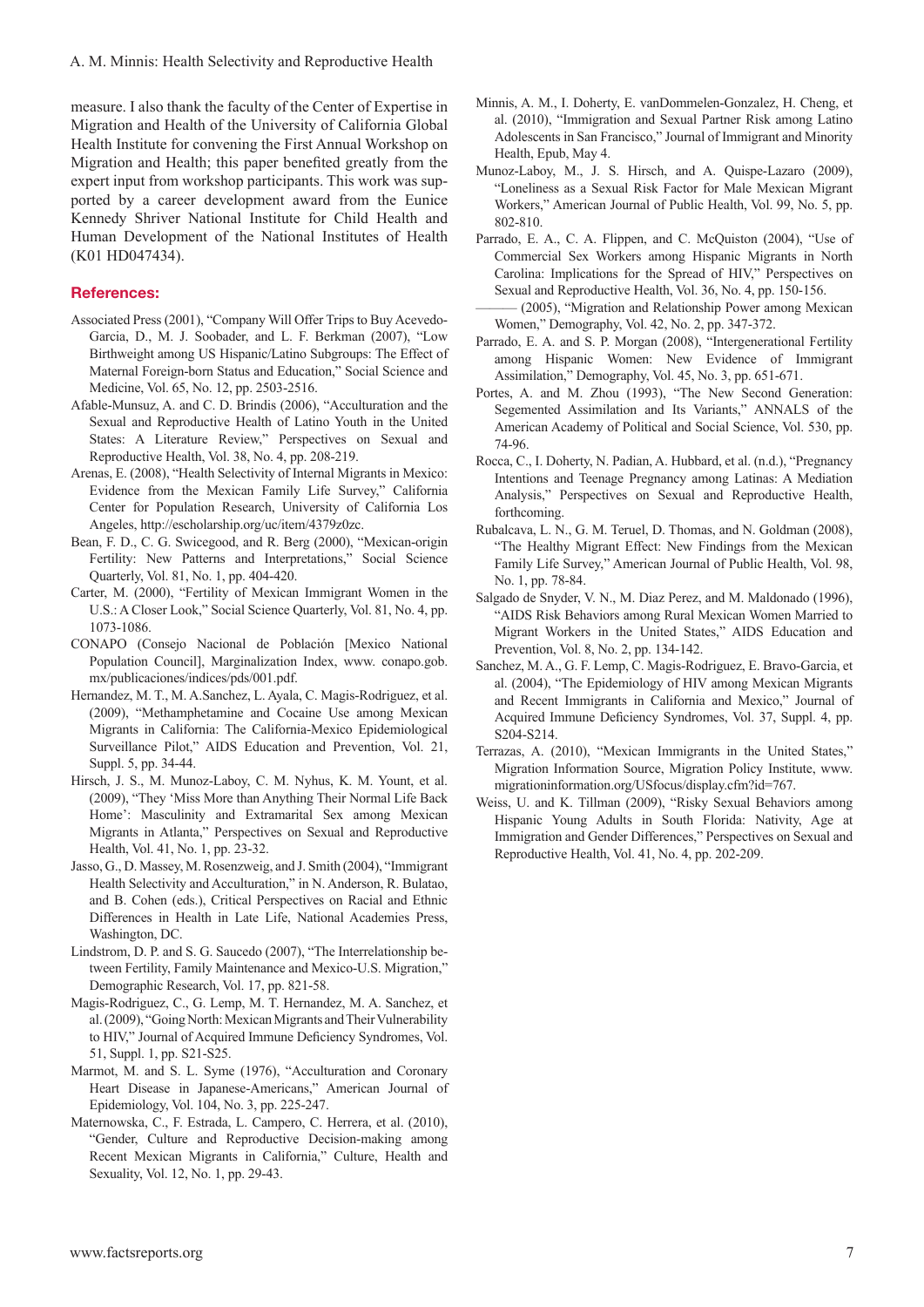measure. I also thank the faculty of the Center of Expertise in Migration and Health of the University of California Global Health Institute for convening the First Annual Workshop on Migration and Health; this paper benefited greatly from the expert input from workshop participants. This work was supported by a career development award from the Eunice Kennedy Shriver National Institute for Child Health and Human Development of the National Institutes of Health (K01 HD047434).

## References:

Associated Press (2001), "Company Will Offer Trips to Buy Acevedo-Garcia, D., M. J. Soobader, and L. F. Berkman (2007), "Low Birthweight among US Hispanic/Latino Subgroups: The Effect of Maternal Foreign-born Status and Education," Social Science and Medicine, Vol. 65, No. 12, pp. 2503-2516.

Afable-Munsuz, A. and C. D. Brindis (2006), "Acculturation and the Sexual and Reproductive Health of Latino Youth in the United States: A Literature Review," Perspectives on Sexual and Reproductive Health, Vol. 38, No. 4, pp. 208-219.

Arenas, E. (2008), "Health Selectivity of Internal Migrants in Mexico: Evidence from the Mexican Family Life Survey," California Center for Population Research, University of California Los Angeles, http://escholarship.org/uc/item/4379z0zc.

Bean, F. D., C. G. Swicegood, and R. Berg (2000), "Mexican-origin Fertility: New Patterns and Interpretations," Social Science Quarterly, Vol. 81, No. 1, pp. 404-420.

Carter, M. (2000), "Fertility of Mexican Immigrant Women in the U.S.: A Closer Look," Social Science Quarterly, Vol. 81, No. 4, pp. 1073-1086.

CONAPO (Consejo Nacional de Población [Mexico National Population Council], Marginalization Index, www. conapo.gob. mx/publicaciones/indices/pds/001.pdf.

Hernandez, M. T., M. A. Sanchez, L. Ayala, C. Magis-Rodriguez, et al. (2009), "Methamphetamine and Cocaine Use among Mexican Migrants in California: The California-Mexico Epidemiological Surveillance Pilot," AIDS Education and Prevention, Vol. 21, Suppl. 5, pp. 34-44.

Hirsch, J. S., M. Munoz-Laboy, C. M. Nyhus, K. M. Yount, et al. (2009), "They 'Miss More than Anything Their Normal Life Back Home': Masculinity and Extramarital Sex among Mexican Migrants in Atlanta," Perspectives on Sexual and Reproductive Health, Vol. 41, No. 1, pp. 23-32.

Jasso, G., D. Massey, M. Rosenzweig, and J. Smith (2004), "Immigrant Health Selectivity and Acculturation," in N. Anderson, R. Bulatao, and B. Cohen (eds.), Critical Perspectives on Racial and Ethnic Differences in Health in Late Life, National Academies Press, Washington, DC.

Lindstrom, D. P. and S. G. Saucedo (2007), "The Interrelationship between Fertility, Family Maintenance and Mexico-U.S. Migration," Demographic Research, Vol. 17, pp. 821-58.

Magis-Rodriguez, C., G. Lemp, M. T. Hernandez, M. A. Sanchez, et al. (2009), "Going North: Mexican Migrants and Their Vulnerability to HIV," Journal of Acquired Immune Deficiency Syndromes, Vol. 51, Suppl. 1, pp. S21-S25.

Marmot, M. and S. L. Syme (1976), "Acculturation and Coronary Heart Disease in Japanese-Americans," American Journal of Epidemiology, Vol. 104, No. 3, pp. 225-247.

Maternowska, C., F. Estrada, L. Campero, C. Herrera, et al. (2010), "Gender, Culture and Reproductive Decision-making among Recent Mexican Migrants in California," Culture, Health and Sexuality, Vol. 12, No. 1, pp. 29-43.

Minnis, A. M., I. Doherty, E. vanDommelen-Gonzalez, H. Cheng, et al. (2010), "Immigration and Sexual Partner Risk among Latino Adolescents in San Francisco," Journal of Immigrant and Minority Health, Epub, May 4.

Munoz-Laboy, M., J. S. Hirsch, and A. Quispe-Lazaro (2009), "Loneliness as a Sexual Risk Factor for Male Mexican Migrant Workers," American Journal of Public Health, Vol. 99, No. 5, pp. 802-810.

Parrado, E. A., C. A. Flippen, and C. McQuiston (2004), "Use of Commercial Sex Workers among Hispanic Migrants in North Carolina: Implications for the Spread of HIV," Perspectives on Sexual and Reproductive Health, Vol. 36, No. 4, pp. 150-156.

——— (2005), "Migration and Relationship Power among Mexican Women," Demography, Vol. 42, No. 2, pp. 347-372.

Parrado, E. A. and S. P. Morgan (2008), "Intergenerational Fertility among Hispanic Women: New Evidence of Immigrant Assimilation," Demography, Vol. 45, No. 3, pp. 651-671.

Portes, A. and M. Zhou (1993), "The New Second Generation: Segmented Assimilation and Its Variants," ANNALS of the American Academy of Political and Social Science, Vol. 530, pp. 74-96.

Rocca, C., I. Doherty, N. Padian, A. Hubbard, et al. (n.d.), "Pregnancy Intentions and Teenage Pregnancy among Latinas: A Mediation Analysis," Perspectives on Sexual and Reproductive Health, forthcoming.

Rubalcava, L. N., G. M. Teruel, D. Thomas, and N. Goldman (2008), "The Healthy Migrant Effect: New Findings from the Mexican Family Life Survey," American Journal of Public Health, Vol. 98, No. 1, pp. 78-84.

Salgado de Snyder, V. N., M. Diaz Perez, and M. Maldonado (1996), "AIDS Risk Behaviors among Rural Mexican Women Married to Migrant Workers in the United States," AIDS Education and Prevention, Vol. 8, No. 2, pp. 134-142.

Sanchez, M. A., G. F. Lemp, C. Magis-Rodriguez, E. Bravo-Garcia, et al. (2004), "The Epidemiology of HIV among Mexican Migrants and Recent Immigrants in California and Mexico," Journal of Acquired Immune Deficiency Syndromes, Vol. 37, Suppl. 4, pp. S204-S214.

Terrazas, A. (2010), "Mexican Immigrants in the United States," Migration Information Source, Migration Policy Institute, www. migrationinformation.org/USfocus/display.cfm?id=767.

Weiss, U. and K. Tillman (2009), "Risky Sexual Behaviors among Hispanic Young Adults in South Florida: Nativity, Age at Immigration and Gender Differences," Perspectives on Sexual and Reproductive Health, Vol. 41, No. 4, pp. 202-209.